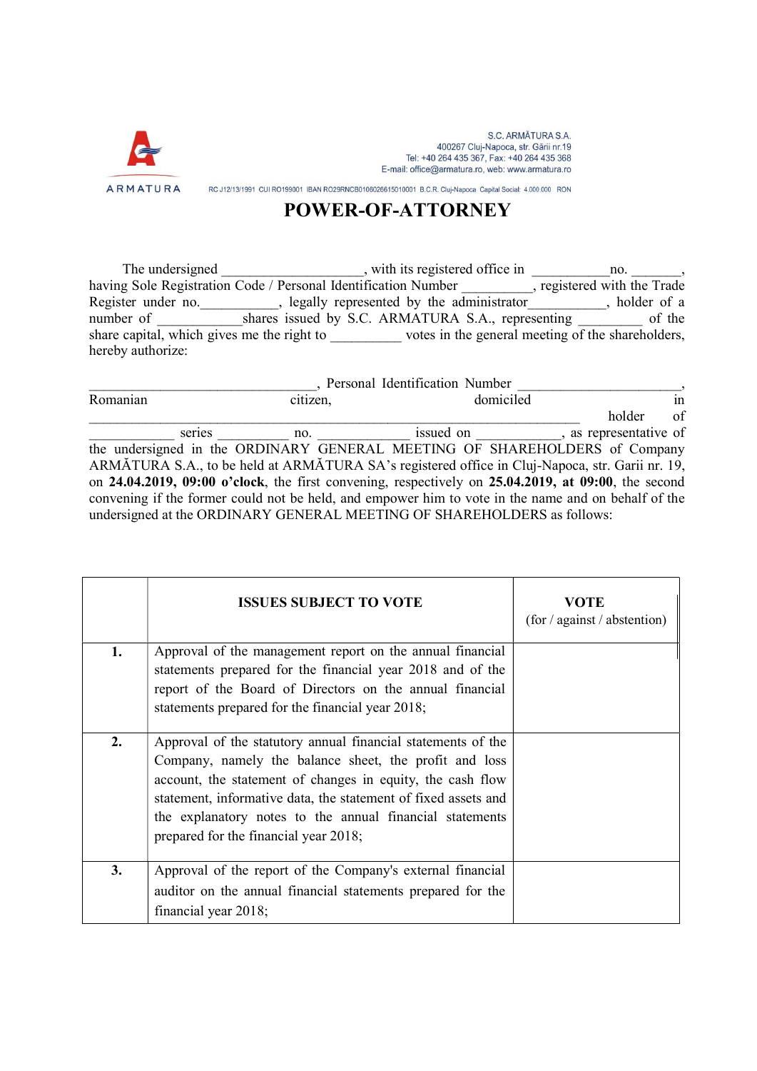S.C. ARMĂTURA S.A.
400267 Cluj-Napoca, str. Gării nr.19
Tel: +40 264 435 367, Fax: +40 264 435 368
E-mail: office@armatura.ro, web: www.armatura.ro

ARMATURA

RC J12/13/1991 CUI RO199001 IBAN RO29RNCB0106026615010001 B.C.R. Cluj-Napoca Capital Social: 4.000.000 RON

# POWER-OF-ATTORNEY

The undersigned ___________________, with its registered office in ___________no. _______, having Sole Registration Code / Personal Identification Number __________, registered with the Trade Register under no.___________, legally represented by the administrator___________, holder of a number of ____________shares issued by S.C. ARMATURA S.A., representing _________ of the share capital, which gives me the right to __________ votes in the general meeting of the shareholders, hereby authorize:

________________________________, Personal Identification Number ______________________, Romanian citizen, domiciled in _____________________________________________________________ holder of ____________ series __________ no. _____________ issued on ____________, as representative of the undersigned in the ORDINARY GENERAL MEETING OF SHAREHOLDERS of Company ARMĂTURA S.A., to be held at ARMĂTURA SA's registered office in Cluj-Napoca, str. Garii nr. 19, on **24.04.2019, 09:00 o'clock**, the first convening, respectively on **25.04.2019, at 09:00**, the second convening if the former could not be held, and empower him to vote in the name and on behalf of the undersigned at the ORDINARY GENERAL MEETING OF SHAREHOLDERS as follows:

| | **ISSUES SUBJECT TO VOTE** | **VOTE** (for / against / abstention) |
|---|---|---|
| **1.** | Approval of the management report on the annual financial statements prepared for the financial year 2018 and of the report of the Board of Directors on the annual financial statements prepared for the financial year 2018; | |
| **2.** | Approval of the statutory annual financial statements of the Company, namely the balance sheet, the profit and loss account, the statement of changes in equity, the cash flow statement, informative data, the statement of fixed assets and the explanatory notes to the annual financial statements prepared for the financial year 2018; | |
| **3.** | Approval of the report of the Company's external financial auditor on the annual financial statements prepared for the financial year 2018; | |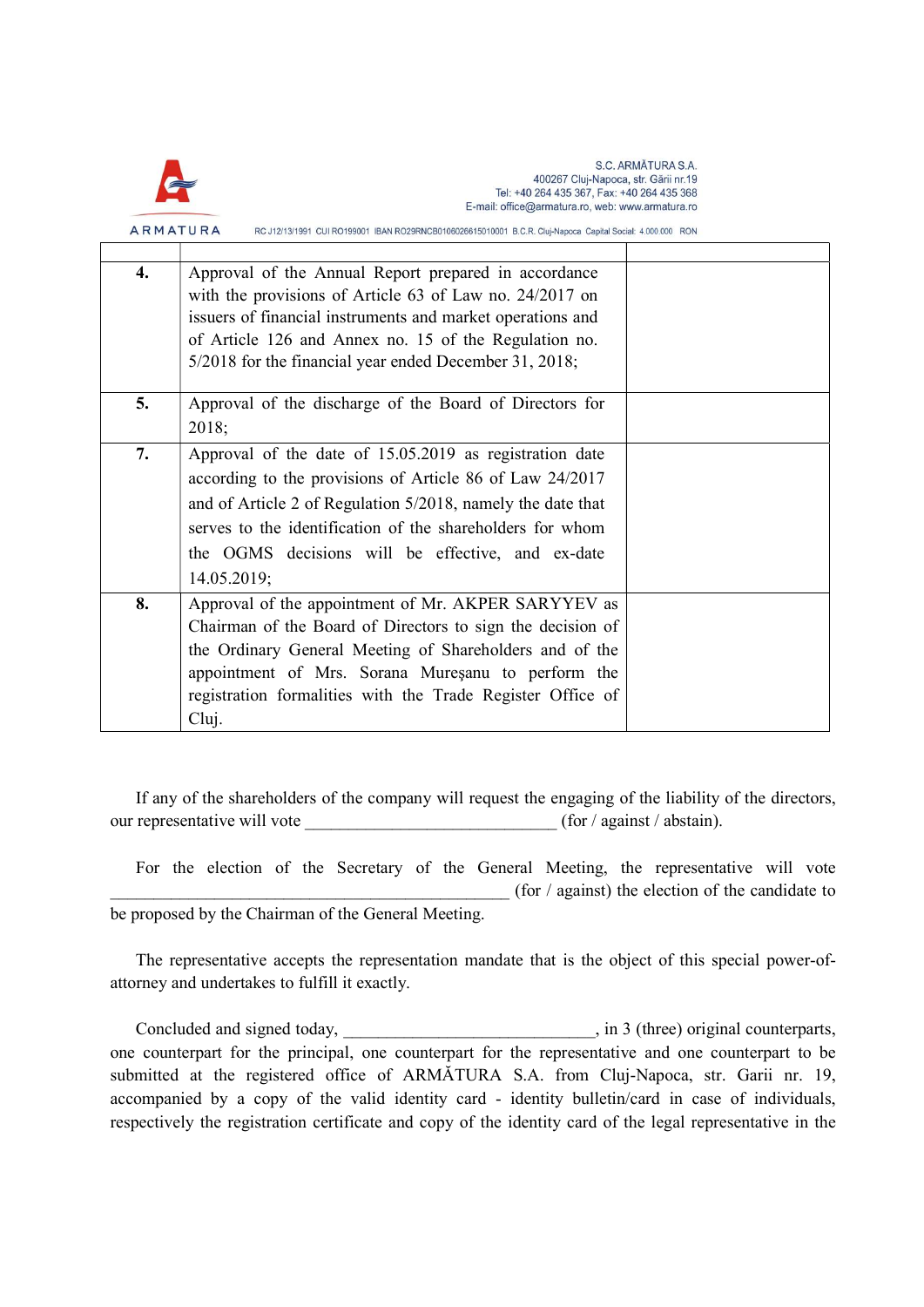| | | |
|---|---|---|
| **4.** | Approval of the Annual Report prepared in accordance with the provisions of Article 63 of Law no. 24/2017 on issuers of financial instruments and market operations and of Article 126 and Annex no. 15 of the Regulation no. 5/2018 for the financial year ended December 31, 2018; | |
| **5.** | Approval of the discharge of the Board of Directors for 2018; | |
| **7.** | Approval of the date of 15.05.2019 as registration date according to the provisions of Article 86 of Law 24/2017 and of Article 2 of Regulation 5/2018, namely the date that serves to the identification of the shareholders for whom the OGMS decisions will be effective, and ex-date 14.05.2019; | |
| **8.** | Approval of the appointment of Mr. AKPER SARYYEV as Chairman of the Board of Directors to sign the decision of the Ordinary General Meeting of Shareholders and of the appointment of Mrs. Sorana Mureşanu to perform the registration formalities with the Trade Register Office of Cluj. | |

If any of the shareholders of the company will request the engaging of the liability of the directors, our representative will vote ______________________________ (for / against / abstain).

For the election of the Secretary of the General Meeting, the representative will vote ________________________________________________ (for / against) the election of the candidate to be proposed by the Chairman of the General Meeting.

The representative accepts the representation mandate that is the object of this special power-of-attorney and undertakes to fulfill it exactly.

Concluded and signed today, ______________________________, in 3 (three) original counterparts, one counterpart for the principal, one counterpart for the representative and one counterpart to be submitted at the registered office of ARMĂTURA S.A. from Cluj-Napoca, str. Garii nr. 19, accompanied by a copy of the valid identity card - identity bulletin/card in case of individuals, respectively the registration certificate and copy of the identity card of the legal representative in the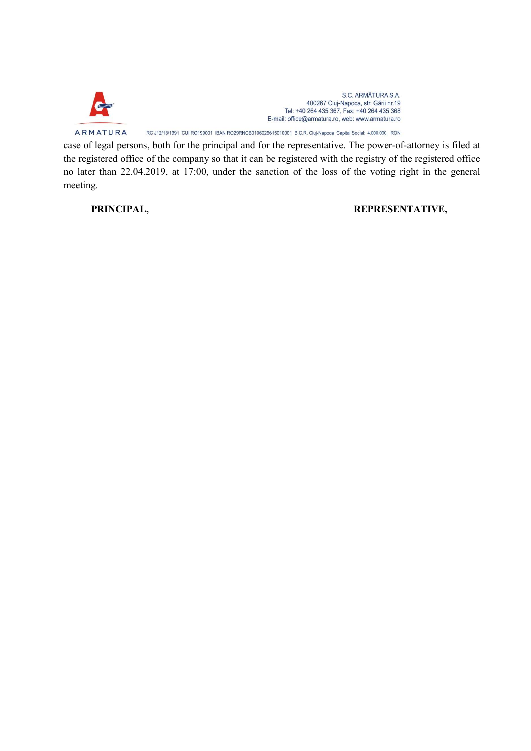case of legal persons, both for the principal and for the representative. The power-of-attorney is filed at the registered office of the company so that it can be registered with the registry of the registered office no later than 22.04.2019, at 17:00, under the sanction of the loss of the voting right in the general meeting.

**PRINCIPAL,** **REPRESENTATIVE,**